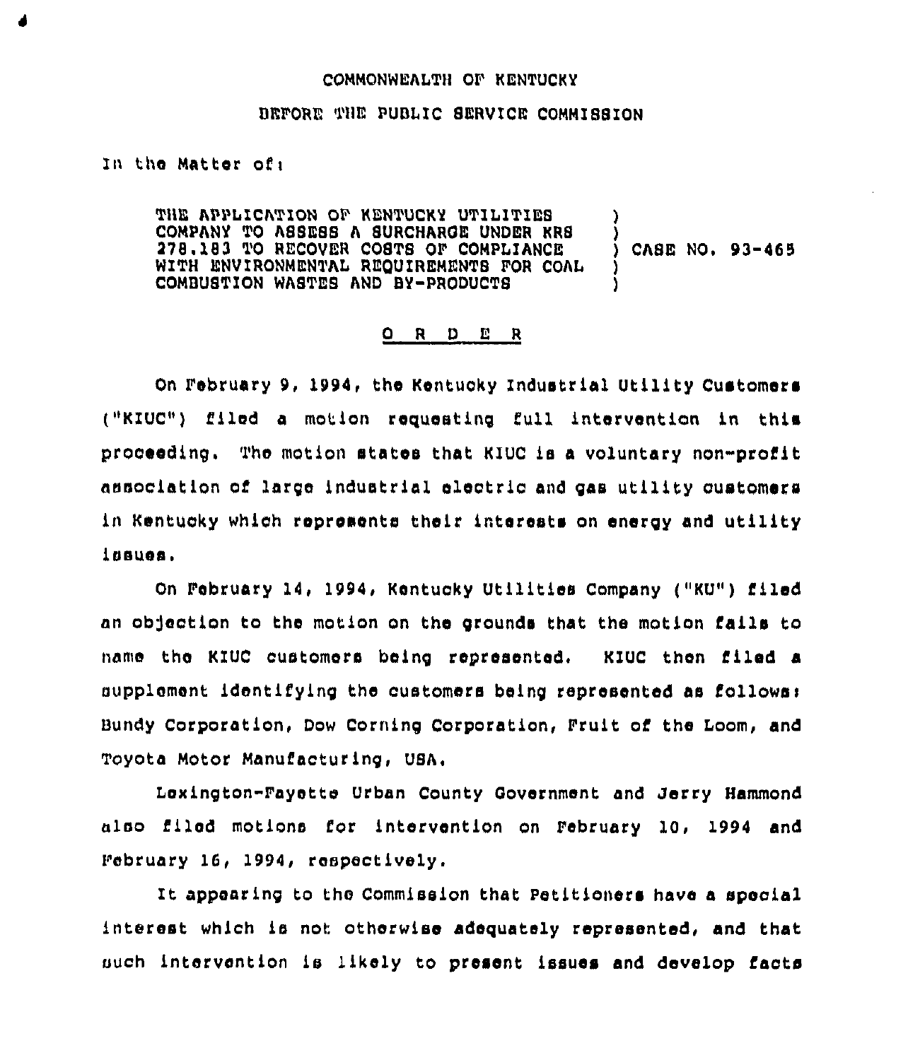COMMONWEALTH OF KENTUCKY

BEFORE THE PUBLIC SERVICE COMMISSION

In the Matter of:

| | | |
|---|---|---|
| THE APPLICATION OF KENTUCKY UTILITIES COMPANY TO ASSESS A SURCHARGE UNDER KRS 278.183 TO RECOVER COSTS OF COMPLIANCE WITH ENVIRONMENTAL REQUIREMENTS FOR COAL COMBUSTION WASTES AND BY-PRODUCTS | ) | CASE NO. 93-465 |

O R D E R

On February 9, 1994, the Kentucky Industrial Utility Customers ("KIUC") filed a motion requesting full intervention in this proceeding. The motion states that KIUC is a voluntary non-profit association of large industrial electric and gas utility customers in Kentucky which represents their interests on energy and utility issues.

On February 14, 1994, Kentucky Utilities Company ("KU") filed an objection to the motion on the grounds that the motion fails to name the KIUC customers being represented. KIUC then filed a supplement identifying the customers being represented as follows: Bundy Corporation, Dow Corning Corporation, Fruit of the Loom, and Toyota Motor Manufacturing, USA.

Lexington-Fayette Urban County Government and Jerry Hammond also filed motions for intervention on February 10, 1994 and February 16, 1994, respectively.

It appearing to the Commission that Petitioners have a special interest which is not otherwise adequately represented, and that such intervention is likely to present issues and develop facts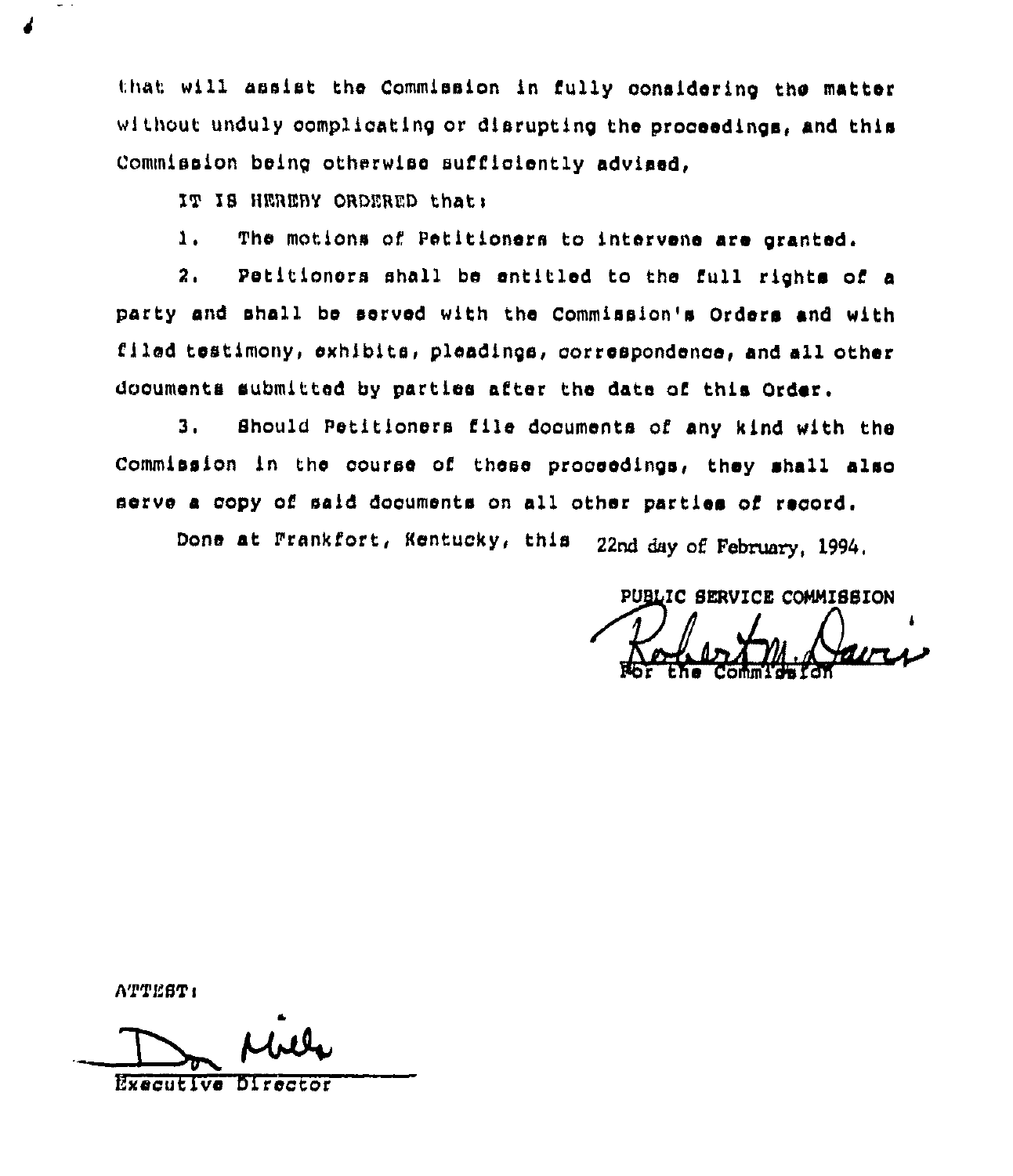that will assist the Commission in fully considering the matter without unduly complicating or disrupting the proceedings, and this Commission being otherwise sufficiently advised,

IT IS HEREBY ORDERED that:

1. The motions of Petitioners to intervene are granted.

2. Petitioners shall be entitled to the full rights of a party and shall be served with the Commission's Orders and with filed testimony, exhibits, pleadings, correspondence, and all other documents submitted by parties after the date of this Order.

3. Should Petitioners file documents of any kind with the Commission in the course of these proceedings, they shall also serve a copy of said documents on all other parties of record.

Done at Frankfort, Kentucky, this 22nd day of February, 1994.

PUBLIC SERVICE COMMISSION

For the Commission

ATTEST:

Executive Director